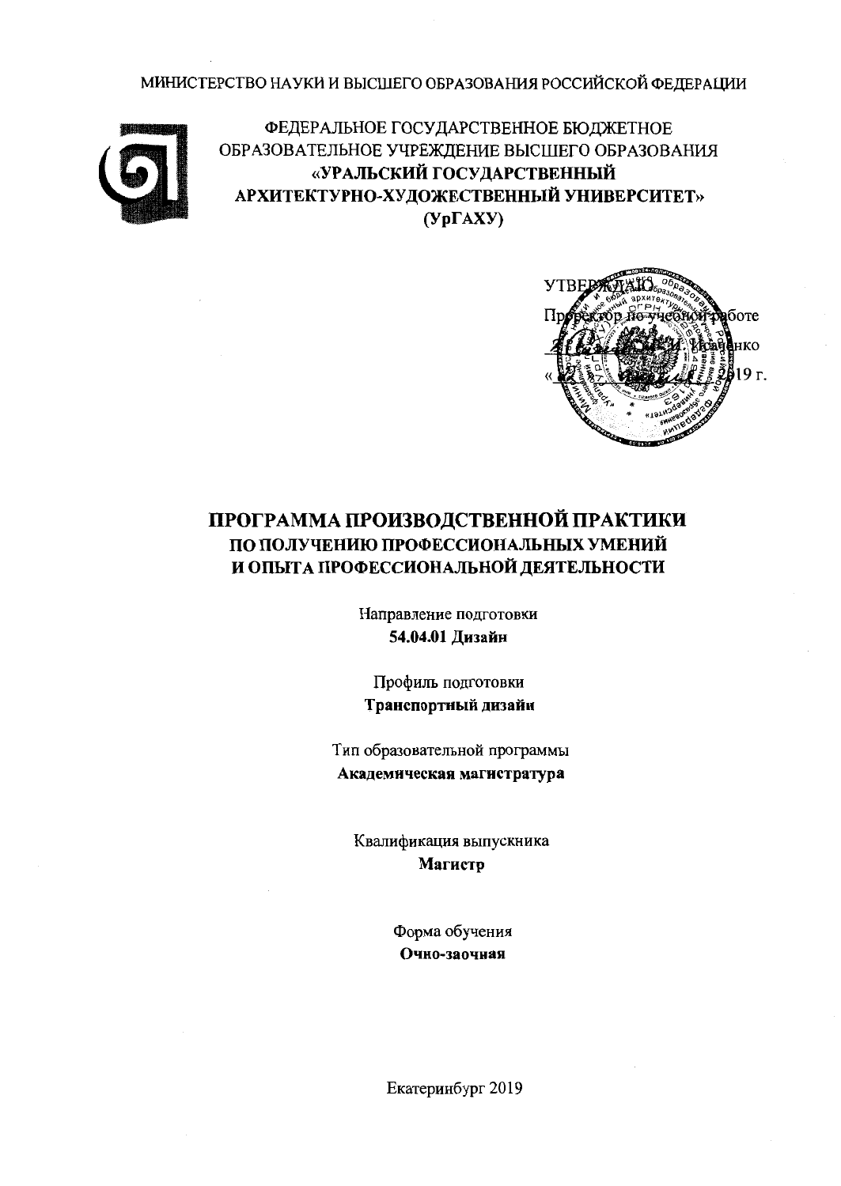МИНИСТЕРСТВО НАУКИ И ВЫСШЕГО ОБРАЗОВАНИЯ РОССИЙСКОЙ ФЕДЕРАЦИИ

ФЕДЕРАЛЬНОЕ ГОСУДАРСТВЕННОЕ БЮДЖЕТНОЕ ОБРАЗОВАТЕЛЬНОЕ УЧРЕЖДЕНИЕ ВЫСШЕГО ОБРАЗОВАНИЯ
**«УРАЛЬСКИЙ ГОСУДАРСТВЕННЫЙ АРХИТЕКТУРНО-ХУДОЖЕСТВЕННЫЙ УНИВЕРСИТЕТ»**
**(УрГАХУ)**

УТВЕРЖДАЮ
Проректор по учебной работе
_______ И. Исаченко
«___» _______ 2019 г.

# ПРОГРАММА ПРОИЗВОДСТВЕННОЙ ПРАКТИКИ
## ПО ПОЛУЧЕНИЮ ПРОФЕССИОНАЛЬНЫХ УМЕНИЙ И ОПЫТА ПРОФЕССИОНАЛЬНОЙ ДЕЯТЕЛЬНОСТИ

Направление подготовки
**54.04.01 Дизайн**

Профиль подготовки
**Транспортный дизайн**

Тип образовательной программы
**Академическая магистратура**

Квалификация выпускника
**Магистр**

Форма обучения
**Очно-заочная**

Екатеринбург 2019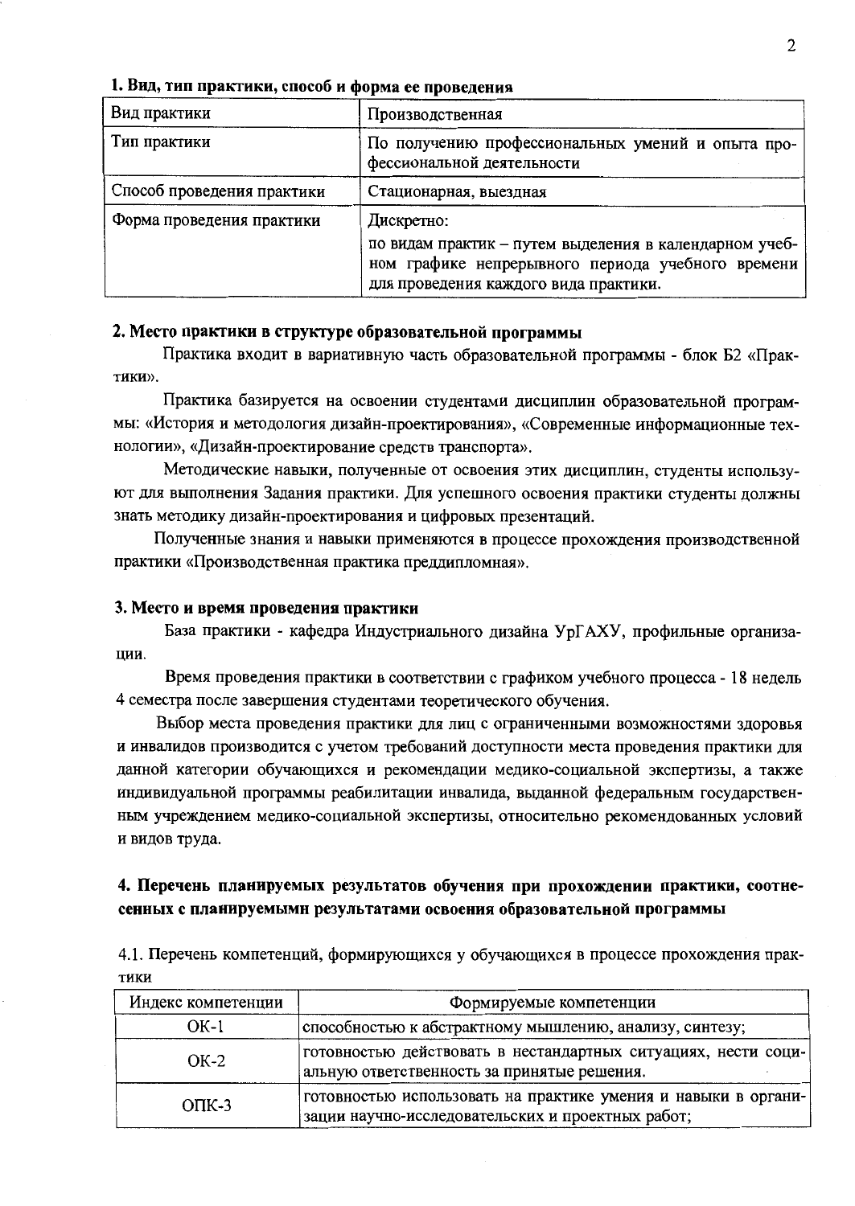### 1. Вид, тип практики, способ и форма ее проведения

| Вид практики | Производственная |
|---|---|
| Тип практики | По получению профессиональных умений и опыта профессиональной деятельности |
| Способ проведения практики | Стационарная, выездная |
| Форма проведения практики | Дискретно:<br>по видам практик – путем выделения в календарном учебном графике непрерывного периода учебного времени для проведения каждого вида практики. |

### 2. Место практики в структуре образовательной программы

Практика входит в вариативную часть образовательной программы - блок Б2 «Практики».

Практика базируется на освоении студентами дисциплин образовательной программы: «История и методология дизайн-проектирования», «Современные информационные технологии», «Дизайн-проектирование средств транспорта».

Методические навыки, полученные от освоения этих дисциплин, студенты используют для выполнения Задания практики. Для успешного освоения практики студенты должны знать методику дизайн-проектирования и цифровых презентаций.

Полученные знания и навыки применяются в процессе прохождения производственной практики «Производственная практика преддипломная».

### 3. Место и время проведения практики

База практики - кафедра Индустриального дизайна УрГАХУ, профильные организации.

Время проведения практики в соответствии с графиком учебного процесса - 18 недель 4 семестра после завершения студентами теоретического обучения.

Выбор места проведения практики для лиц с ограниченными возможностями здоровья и инвалидов производится с учетом требований доступности места проведения практики для данной категории обучающихся и рекомендации медико-социальной экспертизы, а также индивидуальной программы реабилитации инвалида, выданной федеральным государственным учреждением медико-социальной экспертизы, относительно рекомендованных условий и видов труда.

### 4. Перечень планируемых результатов обучения при прохождении практики, соотнесенных с планируемыми результатами освоения образовательной программы

4.1. Перечень компетенций, формирующихся у обучающихся в процессе прохождения практики

| Индекс компетенции | Формируемые компетенции |
|---|---|
| ОК-1 | способностью к абстрактному мышлению, анализу, синтезу; |
| ОК-2 | готовностью действовать в нестандартных ситуациях, нести социальную ответственность за принятые решения. |
| ОПК-3 | готовностью использовать на практике умения и навыки в организации научно-исследовательских и проектных работ; |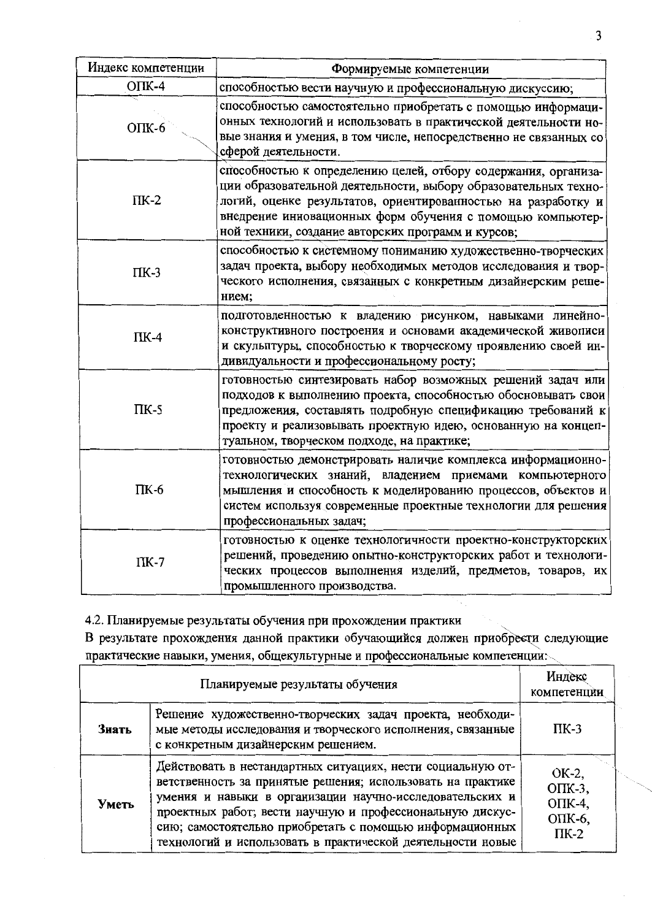| Индекс компетенции | Формируемые компетенции |
|---|---|
| ОПК-4 | способностью вести научную и профессиональную дискуссию; |
| ОПК-6 | способностью самостоятельно приобретать с помощью информационных технологий и использовать в практической деятельности новые знания и умения, в том числе, непосредственно не связанных со сферой деятельности. |
| ПК-2 | способностью к определению целей, отбору содержания, организации образовательной деятельности, выбору образовательных технологий, оценке результатов, ориентированностью на разработку и внедрение инновационных форм обучения с помощью компьютерной техники, создание авторских программ и курсов; |
| ПК-3 | способностью к системному пониманию художественно-творческих задач проекта, выбору необходимых методов исследования и творческого исполнения, связанных с конкретным дизайнерским решением; |
| ПК-4 | подготовленностью к владению рисунком, навыками линейно-конструктивного построения и основами академической живописи и скульптуры, способностью к творческому проявлению своей индивидуальности и профессиональному росту; |
| ПК-5 | готовностью синтезировать набор возможных решений задач или подходов к выполнению проекта, способностью обосновывать свои предложения, составлять подробную спецификацию требований к проекту и реализовывать проектную идею, основанную на концептуальном, творческом подходе, на практике; |
| ПК-6 | готовностью демонстрировать наличие комплекса информационно-технологических знаний, владением приемами компьютерного мышления и способность к моделированию процессов, объектов и систем используя современные проектные технологии для решения профессиональных задач; |
| ПК-7 | готовностью к оценке технологичности проектно-конструкторских решений, проведению опытно-конструкторских работ и технологических процессов выполнения изделий, предметов, товаров, их промышленного производства. |

4.2. Планируемые результаты обучения при прохождении практики

В результате прохождения данной практики обучающийся должен приобрести следующие практические навыки, умения, общекультурные и профессиональные компетенции:

| Планируемые результаты обучения | | Индекс компетенции |
|---|---|---|
| **Знать** | Решение художественно-творческих задач проекта, необходимые методы исследования и творческого исполнения, связанные с конкретным дизайнерским решением. | ПК-3 |
| **Уметь** | Действовать в нестандартных ситуациях, нести социальную ответственность за принятые решения; использовать на практике умения и навыки в организации научно-исследовательских и проектных работ; вести научную и профессиональную дискуссию; самостоятельно приобретать с помощью информационных технологий и использовать в практической деятельности новые | ОК-2, ОПК-3, ОПК-4, ОПК-6, ПК-2 |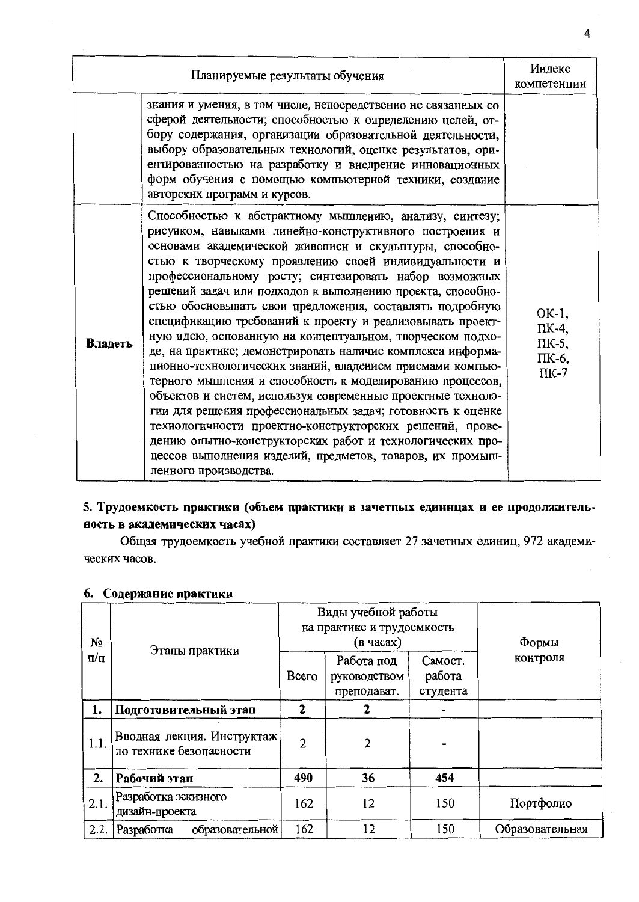| Планируемые результаты обучения | | Индекс компетенции |
|---|---|---|
| | знания и умения, в том числе, непосредственно не связанных со сферой деятельности; способностью к определению целей, отбору содержания, организации образовательной деятельности, выбору образовательных технологий, оценке результатов, ориентированностью на разработку и внедрение инновационных форм обучения с помощью компьютерной техники, создание авторских программ и курсов. | |
| **Владеть** | Способностью к абстрактному мышлению, анализу, синтезу; рисунком, навыками линейно-конструктивного построения и основами академической живописи и скульптуры, способностью к творческому проявлению своей индивидуальности и профессиональному росту; синтезировать набор возможных решений задач или подходов к выполнению проекта, способностью обосновывать свои предложения, составлять подробную спецификацию требований к проекту и реализовывать проектную идею, основанную на концептуальном, творческом подходе, на практике; демонстрировать наличие комплекса информационно-технологических знаний, владением приемами компьютерного мышления и способность к моделированию процессов, объектов и систем, используя современные проектные технологии для решения профессиональных задач; готовность к оценке технологичности проектно-конструкторских решений, проведению опытно-конструкторских работ и технологических процессов выполнения изделий, предметов, товаров, их промышленного производства. | ОК-1, ПК-4, ПК-5, ПК-6, ПК-7 |

## 5. Трудоемкость практики (объем практики в зачетных единицах и ее продолжительность в академических часах)

Общая трудоемкость учебной практики составляет 27 зачетных единиц, 972 академических часов.

## 6. Содержание практики

| № п/п | Этапы практики | Виды учебной работы на практике и трудоемкость (в часах) | | | Формы контроля |
|---|---|---|---|---|---|
| | | Всего | Работа под руководством преподават. | Самост. работа студента | |
| **1.** | **Подготовительный этап** | **2** | **2** | **-** | |
| 1.1. | Вводная лекция. Инструктаж по технике безопасности | 2 | 2 | - | |
| **2.** | **Рабочий этап** | **490** | **36** | **454** | |
| 2.1. | Разработка эскизного дизайн-проекта | 162 | 12 | 150 | Портфолио |
| 2.2. | Разработка образовательной | 162 | 12 | 150 | Образовательная |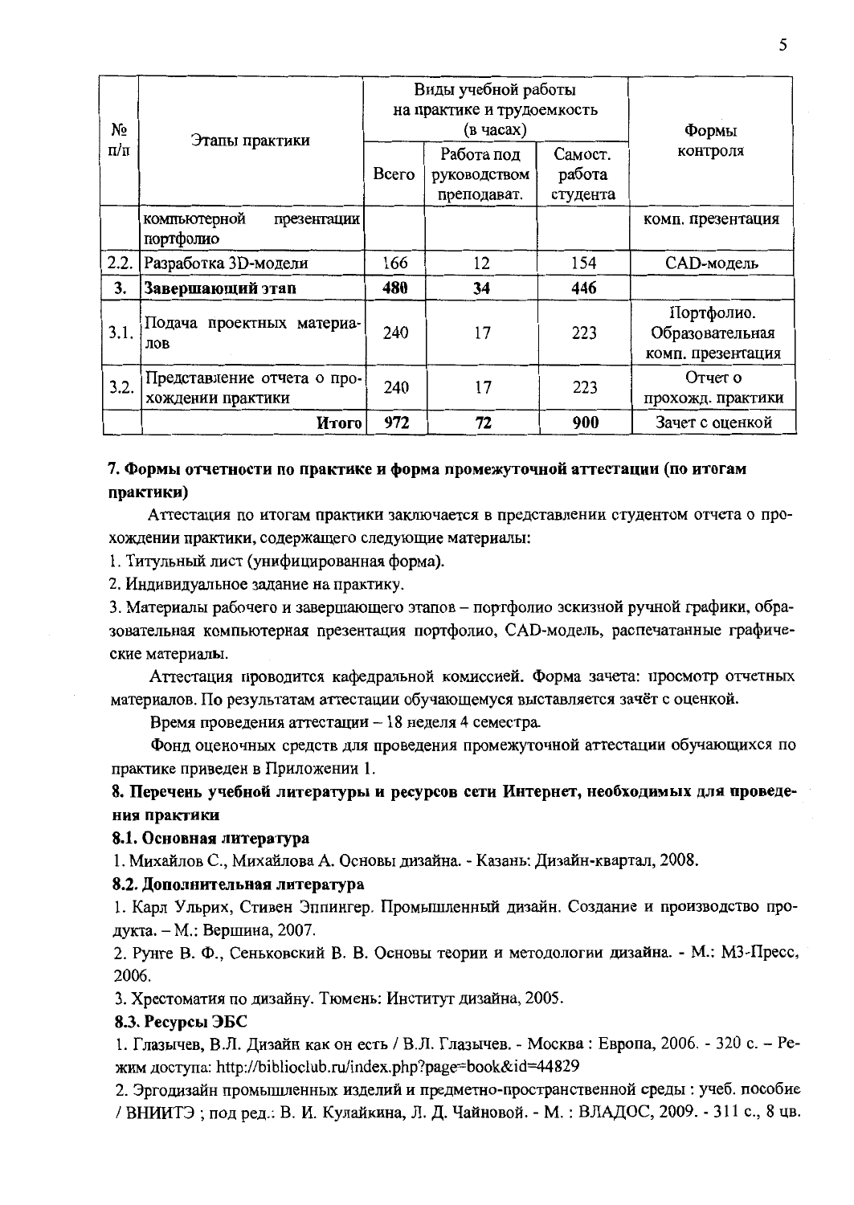| № п/п | Этапы практики | Виды учебной работы на практике и трудоемкость (в часах) | | | Формы контроля |
|---|---|---|---|---|---|
| | | Всего | Работа под руководством преподават. | Самост. работа студента | |
| | компьютерной презентации портфолио | | | | комп. презентация |
| 2.2. | Разработка 3D-модели | 166 | 12 | 154 | CAD-модель |
| **3.** | **Завершающий этап** | **480** | **34** | **446** | |
| 3.1. | Подача проектных материалов | 240 | 17 | 223 | Портфолио. Образовательная комп. презентация |
| 3.2. | Представление отчета о прохождении практики | 240 | 17 | 223 | Отчет о прохожд. практики |
| | **Итого** | **972** | **72** | **900** | Зачет с оценкой |

## 7. Формы отчетности по практике и форма промежуточной аттестации (по итогам практики)

Аттестация по итогам практики заключается в представлении студентом отчета о прохождении практики, содержащего следующие материалы:

1. Титульный лист (унифицированная форма).
2. Индивидуальное задание на практику.
3. Материалы рабочего и завершающего этапов – портфолио эскизной ручной графики, образовательная компьютерная презентация портфолио, CAD-модель, распечатанные графические материалы.

Аттестация проводится кафедральной комиссией. Форма зачета: просмотр отчетных материалов. По результатам аттестации обучающемуся выставляется зачёт с оценкой.

Время проведения аттестации – 18 неделя 4 семестра.

Фонд оценочных средств для проведения промежуточной аттестации обучающихся по практике приведен в Приложении 1.

## 8. Перечень учебной литературы и ресурсов сети Интернет, необходимых для проведения практики

### 8.1. Основная литература

1. Михайлов С., Михайлова А. Основы дизайна. - Казань: Дизайн-квартал, 2008.

### 8.2. Дополнительная литература

1. Карл Ульрих, Стивен Эппингер. Промышленный дизайн. Создание и производство продукта. – М.: Вершина, 2007.
2. Рунге В. Ф., Сеньковский В. В. Основы теории и методологии дизайна. - М.: М3-Пресс, 2006.
3. Хрестоматия по дизайну. Тюмень: Институт дизайна, 2005.

### 8.3. Ресурсы ЭБС

1. Глазычев, В.Л. Дизайн как он есть / В.Л. Глазычев. - Москва : Европа, 2006. - 320 с. – Режим доступа: http://biblioclub.ru/index.php?page=book&id=44829
2. Эргодизайн промышленных изделий и предметно-пространственной среды : учеб. пособие / ВНИИТЭ ; под ред.: В. И. Кулайкина, Л. Д. Чайновой. - М. : ВЛАДОС, 2009. - 311 с., 8 цв.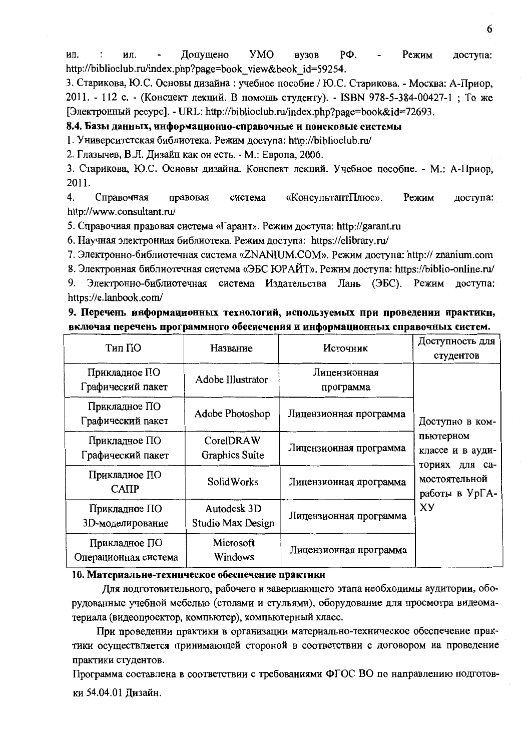ил. : ил. - Допущено УМО вузов РФ. - Режим доступа: http://biblioclub.ru/index.php?page=book_view&book_id=59254.

3. Старикова, Ю.С. Основы дизайна : учебное пособие / Ю.С. Старикова. - Москва: А-Приор, 2011. - 112 с. - (Конспект лекций. В помощь студенту). - ISBN 978-5-384-00427-1 ; То же [Электронный ресурс]. - URL: http://biblioclub.ru/index.php?page=book&id=72693.

**8.4. Базы данных, информационно-справочные и поисковые системы**

1. Университетская библиотека. Режим доступа: http://biblioclub.ru/
2. Глазычев, В.Л. Дизайн как он есть. - М.: Европа, 2006.
3. Старикова, Ю.С. Основы дизайна. Конспект лекций. Учебное пособие. - М.: А-Приор, 2011.
4. Справочная правовая система «КонсультантПлюс». Режим доступа: http://www.consultant.ru/
5. Справочная правовая система «Гарант». Режим доступа: http://garant.ru
6. Научная электронная библиотека. Режим доступа: https://elibrary.ru/
7. Электронно-библиотечная система «ZNANIUM.COM». Режим доступа: http:// znanium.com
8. Электронная библиотечная система «ЭБС ЮРАЙТ». Режим доступа: https://biblio-online.ru/
9. Электронно-библиотечная система Издательства Лань (ЭБС). Режим доступа: https://e.lanbook.com/

**9. Перечень информационных технологий, используемых при проведении практики, включая перечень программного обеспечения и информационных справочных систем.**

| Тип ПО | Название | Источник | Доступность для студентов |
|---|---|---|---|
| Прикладное ПО Графический пакет | Adobe Illustrator | Лицензионная программа | Доступно в компьютерном классе и в аудиториях для самостоятельной работы в УрГАХУ |
| Прикладное ПО Графический пакет | Adobe Photoshop | Лицензионная программа | |
| Прикладное ПО Графический пакет | CorelDRAW Graphics Suite | Лицензионная программа | |
| Прикладное ПО САПР | SolidWorks | Лицензионная программа | |
| Прикладное ПО 3D-моделирование | Autodesk 3D Studio Max Design | Лицензионная программа | |
| Прикладное ПО Операционная система | Microsoft Windows | Лицензионная программа | |

**10. Материально-техническое обеспечение практики**

Для подготовительного, рабочего и завершающего этапа необходимы аудитории, оборудованные учебной мебелью (столами и стульями), оборудование для просмотра видеоматериала (видеопроектор, компьютер), компьютерный класс.

При проведении практики в организации материально-техническое обеспечение практики осуществляется принимающей стороной в соответствии с договором на проведение практики студентов.

Программа составлена в соответствии с требованиями ФГОС ВО по направлению подготовки 54.04.01 Дизайн.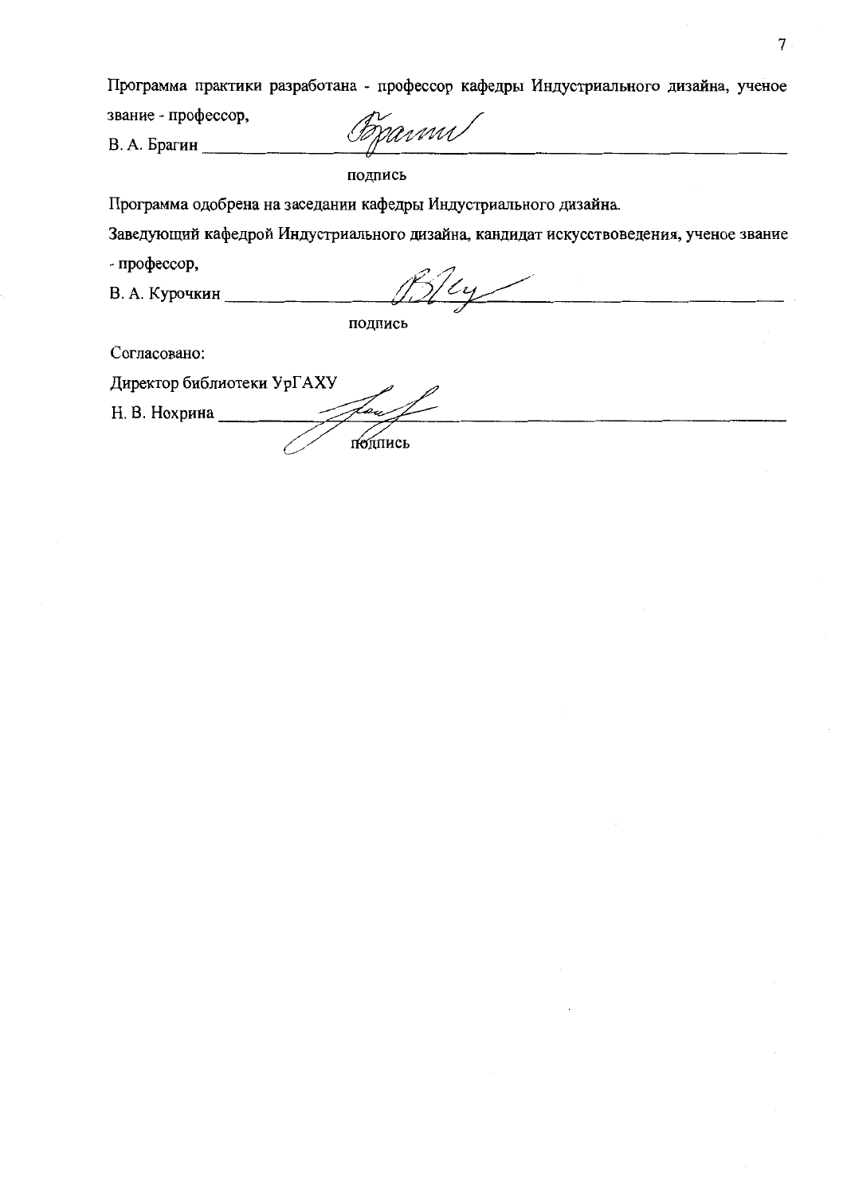Программа практики разработана - профессор кафедры Индустриального дизайна, ученое звание - профессор,

В. А. Брагин ______________________________

подпись

Программа одобрена на заседании кафедры Индустриального дизайна.

Заведующий кафедрой Индустриального дизайна, кандидат искусствоведения, ученое звание - профессор,

В. А. Курочкин ______________________________

подпись

Согласовано:

Директор библиотеки УрГАХУ

Н. В. Нохрина ______________________________

подпись